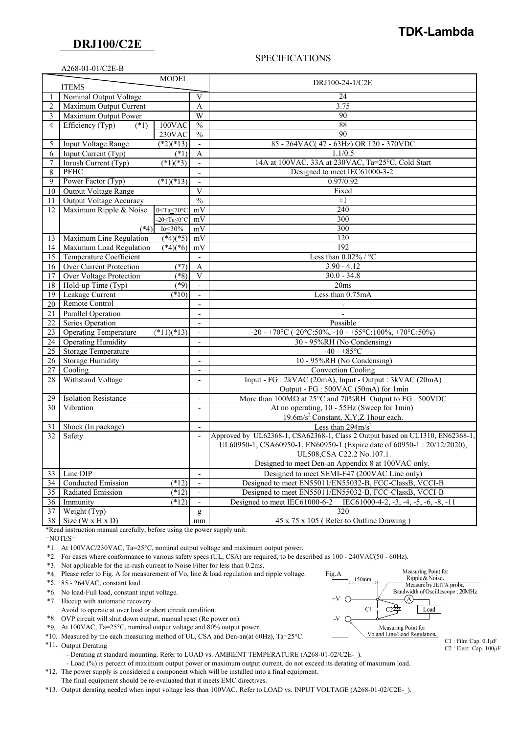# DRJ100/C2E

**TDK-Lambda**

## SPECIFICATIONS

A268-01-01/C2E-B

| | ITEMS / MODEL | | | DRJ100-24-1/C2E |
|---|---|---|---|---|
| 1 | Nominal Output Voltage | | V | 24 |
| 2 | Maximum Output Current | | A | 3.75 |
| 3 | Maximum Output Power | | W | 90 |
| 4 | Efficiency (Typ) (*1) | 100VAC | % | 88 |
| | | 230VAC | % | 90 |
| 5 | Input Voltage Range | (*2)(*13) | - | 85 - 264VAC( 47 - 63Hz) OR 120 - 370VDC |
| 6 | Input Current (Typ) | (*1) | A | 1.1/0.5 |
| 7 | Inrush Current (Typ) | (*1)(*3) | - | 14A at 100VAC, 33A at 230VAC, Ta=25°C, Cold Start |
| 8 | PFHC | | - | Designed to meet IEC61000-3-2 |
| 9 | Power Factor (Typ) | (*1)(*13) | - | 0.97/0.92 |
| 10 | Output Voltage Range | | V | Fixed |
| 11 | Output Voltage Accuracy | | % | ±1 |
| 12 | Maximum Ripple & Noise | 0<Ta≤70°C | mV | 240 |
| | | -20≤Ta≤0°C | mV | 300 |
| | (*4) | Io≤30% | mV | 300 |
| 13 | Maximum Line Regulation | (*4)(*5) | mV | 120 |
| 14 | Maximum Load Regulation | (*4)(*6) | mV | 192 |
| 15 | Temperature Coefficient | | - | Less than 0.02% / °C |
| 16 | Over Current Protection | (*7) | A | 3.90 - 4.12 |
| 17 | Over Voltage Protection | (*8) | V | 30.0 - 34.8 |
| 18 | Hold-up Time (Typ) | (*9) | - | 20ms |
| 19 | Leakage Current | (*10) | - | Less than 0.75mA |
| 20 | Remote Control | | - | - |
| 21 | Parallel Operation | | - | - |
| 22 | Series Operation | | - | Possible |
| 23 | Operating Temperature | (*11)(*13) | - | -20 - +70°C (-20°C:50%, -10 - +55°C:100%, +70°C:50%) |
| 24 | Operating Humidity | | - | 30 - 95%RH (No Condensing) |
| 25 | Storage Temperature | | - | -40 - +85°C |
| 26 | Storage Humidity | | - | 10 - 95%RH (No Condensing) |
| 27 | Cooling | | - | Convection Cooling |
| 28 | Withstand Voltage | | - | Input - FG : 2kVAC (20mA), Input - Output : 3kVAC (20mA) Output - FG : 500VAC (50mA) for 1min |
| 29 | Isolation Resistance | | - | More than 100MΩ at 25°C and 70%RH Output to FG : 500VDC |
| 30 | Vibration | | - | At no operating, 10 - 55Hz (Sweep for 1min) 19.6m/s$^2$ Constant, X,Y,Z 1hour each. |
| 31 | Shock (In package) | | - | Less than 294m/s$^2$ |
| 32 | Safety | | - | Approved by UL62368-1, CSA62368-1, Class 2 Output based on UL1310, EN62368-1, UL60950-1, CSA60950-1, EN60950-1 (Expire date of 60950-1 : 20/12/2020), UL508,CSA C22.2 No.107.1. Designed to meet Den-an Appendix 8 at 100VAC only. |
| 33 | Line DIP | | - | Designed to meet SEMI-F47 (200VAC Line only) |
| 34 | Conducted Emission | (*12) | - | Designed to meet EN55011/EN55032-B, FCC-ClassB, VCCI-B |
| 35 | Radiated Emission | (*12) | - | Designed to meet EN55011/EN55032-B, FCC-ClassB, VCCI-B |
| 36 | Immunity | (*12) | - | Designed to meet IEC61000-6-2 IEC61000-4-2, -3, -4, -5, -6, -8, -11 |
| 37 | Weight (Typ) | | g | 320 |
| 38 | Size (W x H x D) | | mm | 45 x 75 x 105 ( Refer to Outline Drawing ) |

*Read instruction manual carefully, before using the power supply unit.

=NOTES=

*1. At 100VAC/230VAC, Ta=25°C, nominal output voltage and maximum output power.
*2. For cases where conformance to various safety specs (UL, CSA) are required, to be described as 100 - 240VAC(50 - 60Hz).
*3. Not applicable for the in-rush current to Noise Filter for less than 0.2ms.
*4. Please refer to Fig. A for measurement of Vo, line & load regulation and ripple voltage.
*5. 85 - 264VAC, constant load.
*6. No load-Full load, constant input voltage.
*7. Hiccup with automatic recovery.
Avoid to operate at over load or short circuit condition.
*8. OVP circuit will shut down output, manual reset (Re power on).
*9. At 100VAC, Ta=25°C, nominal output voltage and 80% output power.
*10. Measured by the each measuring method of UL, CSA and Den-an(at 60Hz), Ta=25°C.
*11. Output Derating
- Derating at standard mounting. Refer to LOAD vs. AMBIENT TEMPERATURE (A268-01-02/C2E-_).
- Load (%) is percent of maximum output power or maximum output current, do not exceed its derating of maximum load.
*12. The power supply is considered a component which will be installed into a final equipment.
The final equipment should be re-evaluated that it meets EMC directives.
*13. Output derating needed when input voltage less than 100VAC. Refer to LOAD vs. INPUT VOLTAGE (A268-01-02/C2E-_).

Fig.A

150mm

Measuring Point for Ripple & Noise. Measure by JEITA probe. Bandwidth of Oscilloscope : 20MHz

+V, -V, C1, C2, A, Load

Measuring Point for Vo and Line/Load Regulation.

C1 : Film Cap. 0.1μF
C2 : Elect. Cap. 100μF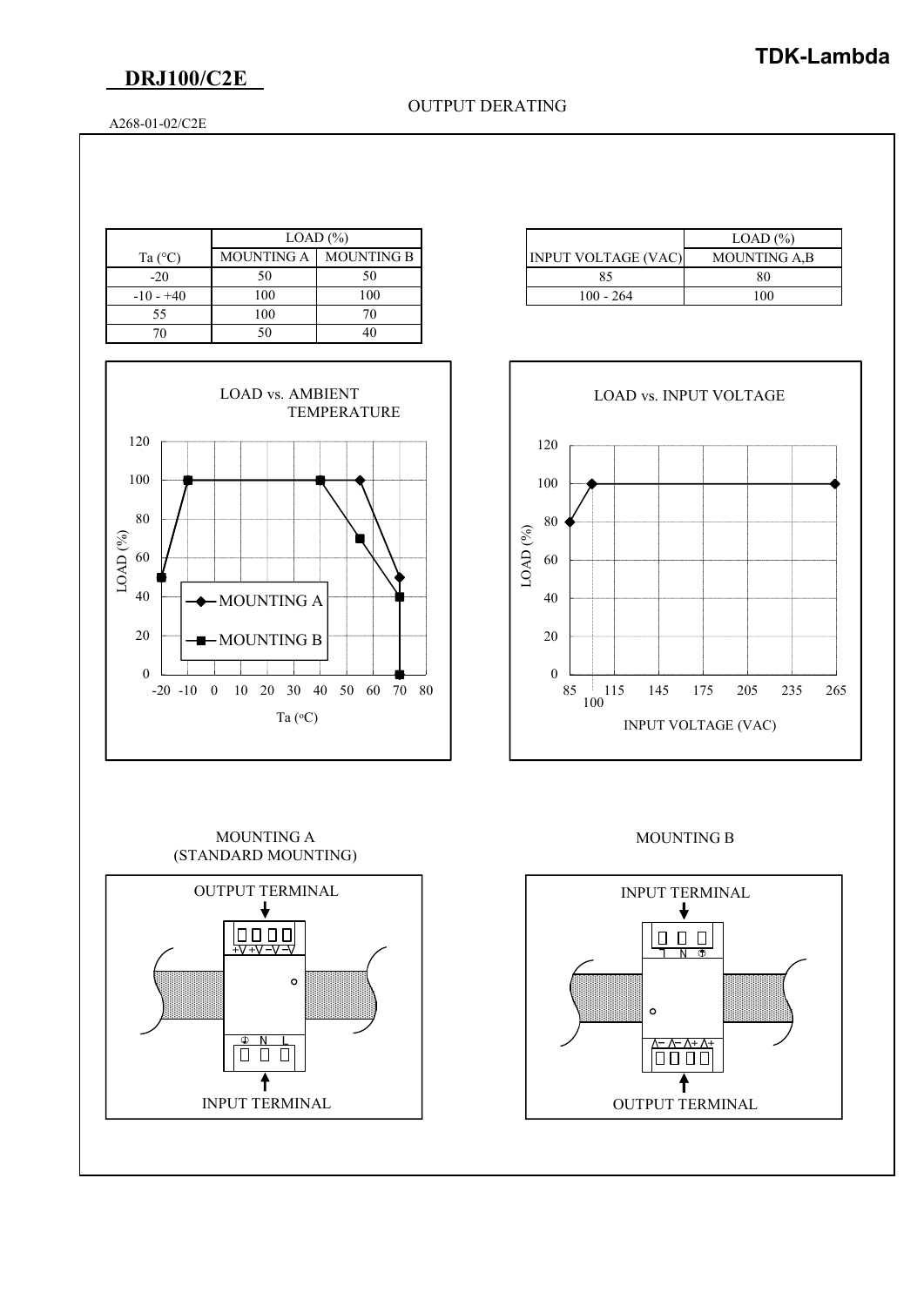# DRJ100/C2E

TDK-Lambda

A268-01-02/C2E

## OUTPUT DERATING

| | LOAD (%) | |
|---|---|---|
| Ta (°C) | MOUNTING A | MOUNTING B |
| -20 | 50 | 50 |
| -10 - +40 | 100 | 100 |
| 55 | 100 | 70 |
| 70 | 50 | 40 |

| | LOAD (%) |
|---|---|
| INPUT VOLTAGE (VAC) | MOUNTING A,B |
| 85 | 80 |
| 100 - 264 | 100 |

LOAD vs. AMBIENT TEMPERATURE

LOAD (%)

120
100
80
60
40
20
0

-20 -10 0 10 20 30 40 50 60 70 80

Ta (°C)

MOUNTING A

MOUNTING B

LOAD vs. INPUT VOLTAGE

LOAD (%)

120
100
80
60
40
20
0

85 100 115 145 175 205 235 265

INPUT VOLTAGE (VAC)

MOUNTING A
(STANDARD MOUNTING)

OUTPUT TERMINAL

+V +V -V -V

⏚ N L

INPUT TERMINAL

MOUNTING B

INPUT TERMINAL

L N ⏚

-V -V +V +V

OUTPUT TERMINAL